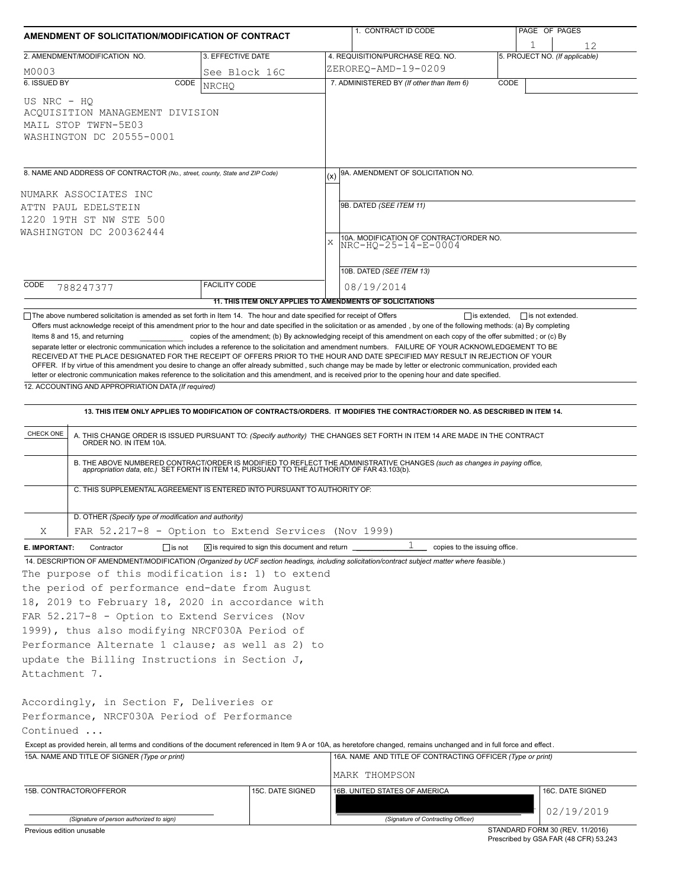# AMENDMENT OF SOLICITATION/MODIFICATION OF CONTRACT

| 1. CONTRACT ID CODE | PAGE OF PAGES |
|---|---|
| | 1 / 12 |

| 2. AMENDMENT/MODIFICATION NO. | 3. EFFECTIVE DATE | 4. REQUISITION/PURCHASE REQ. NO. | 5. PROJECT NO. (If applicable) |
|---|---|---|---|
| M0003 | See Block 16C | ZEROREQ-AMD-19-0209 | |

| 6. ISSUED BY | CODE | 7. ADMINISTERED BY (If other than Item 6) | CODE |
|---|---|---|---|
| US NRC - HQ<br>ACQUISITION MANAGEMENT DIVISION<br>MAIL STOP TWFN-5E03<br>WASHINGTON DC 20555-0001 | NRCHQ | | |

**8. NAME AND ADDRESS OF CONTRACTOR** (No., street, county, State and ZIP Code)

NUMARK ASSOCIATES INC
ATTN PAUL EDELSTEIN
1220 19TH ST NW STE 500
WASHINGTON DC 200362444

CODE: 788247377 FACILITY CODE:

| (x) | |
|---|---|
| | 9A. AMENDMENT OF SOLICITATION NO. |
| | 9B. DATED (SEE ITEM 11) |
| X | 10A. MODIFICATION OF CONTRACT/ORDER NO.<br>NRC-HQ-25-14-E-0004 |
| | 10B. DATED (SEE ITEM 13)<br>08/19/2014 |

## 11. THIS ITEM ONLY APPLIES TO AMENDMENTS OF SOLICITATIONS

☐ The above numbered solicitation is amended as set forth in Item 14. The hour and date specified for receipt of Offers ☐ is extended, ☐ is not extended.

Offers must acknowledge receipt of this amendment prior to the hour and date specified in the solicitation or as amended, by one of the following methods: (a) By completing Items 8 and 15, and returning ________ copies of the amendment; (b) By acknowledging receipt of this amendment on each copy of the offer submitted ; or (c) By separate letter or electronic communication which includes a reference to the solicitation and amendment numbers. FAILURE OF YOUR ACKNOWLEDGEMENT TO BE RECEIVED AT THE PLACE DESIGNATED FOR THE RECEIPT OF OFFERS PRIOR TO THE HOUR AND DATE SPECIFIED MAY RESULT IN REJECTION OF YOUR OFFER. If by virtue of this amendment you desire to change an offer already submitted , such change may be made by letter or electronic communication, provided each letter or electronic communication makes reference to the solicitation and this amendment, and is received prior to the opening hour and date specified.

**12. ACCOUNTING AND APPROPRIATION DATA** (If required)

## 13. THIS ITEM ONLY APPLIES TO MODIFICATION OF CONTRACTS/ORDERS. IT MODIFIES THE CONTRACT/ORDER NO. AS DESCRIBED IN ITEM 14.

| CHECK ONE | |
|---|---|
| | A. THIS CHANGE ORDER IS ISSUED PURSUANT TO: (Specify authority) THE CHANGES SET FORTH IN ITEM 14 ARE MADE IN THE CONTRACT ORDER NO. IN ITEM 10A. |
| | B. THE ABOVE NUMBERED CONTRACT/ORDER IS MODIFIED TO REFLECT THE ADMINISTRATIVE CHANGES (such as changes in paying office, appropriation data, etc.) SET FORTH IN ITEM 14, PURSUANT TO THE AUTHORITY OF FAR 43.103(b). |
| | C. THIS SUPPLEMENTAL AGREEMENT IS ENTERED INTO PURSUANT TO AUTHORITY OF: |
| X | D. OTHER (Specify type of modification and authority)<br>FAR 52.217-8 - Option to Extend Services (Nov 1999) |

**E. IMPORTANT:** Contractor ☐ is not ☒ is required to sign this document and return 1 copies to the issuing office.

**14. DESCRIPTION OF AMENDMENT/MODIFICATION** (Organized by UCF section headings, including solicitation/contract subject matter where feasible.)

The purpose of this modification is: 1) to extend the period of performance end-date from August 18, 2019 to February 18, 2020 in accordance with FAR 52.217-8 - Option to Extend Services (Nov 1999), thus also modifying NRCF030A Period of Performance Alternate 1 clause; as well as 2) to update the Billing Instructions in Section J, Attachment 7.

Accordingly, in Section F, Deliveries or Performance, NRCF030A Period of Performance
Continued ...

Except as provided herein, all terms and conditions of the document referenced in Item 9 A or 10A, as heretofore changed, remains unchanged and in full force and effect.

| 15A. NAME AND TITLE OF SIGNER (Type or print) | | 16A. NAME AND TITLE OF CONTRACTING OFFICER (Type or print) | |
|---|---|---|---|
| | | MARK THOMPSON | |
| **15B. CONTRACTOR/OFFEROR** | **15C. DATE SIGNED** | **16B. UNITED STATES OF AMERICA** | **16C. DATE SIGNED** |
| (Signature of person authorized to sign) | | (Signature of Contracting Officer) | 02/19/2019 |

Previous edition unusable

STANDARD FORM 30 (REV. 11/2016)
Prescribed by GSA FAR (48 CFR) 53.243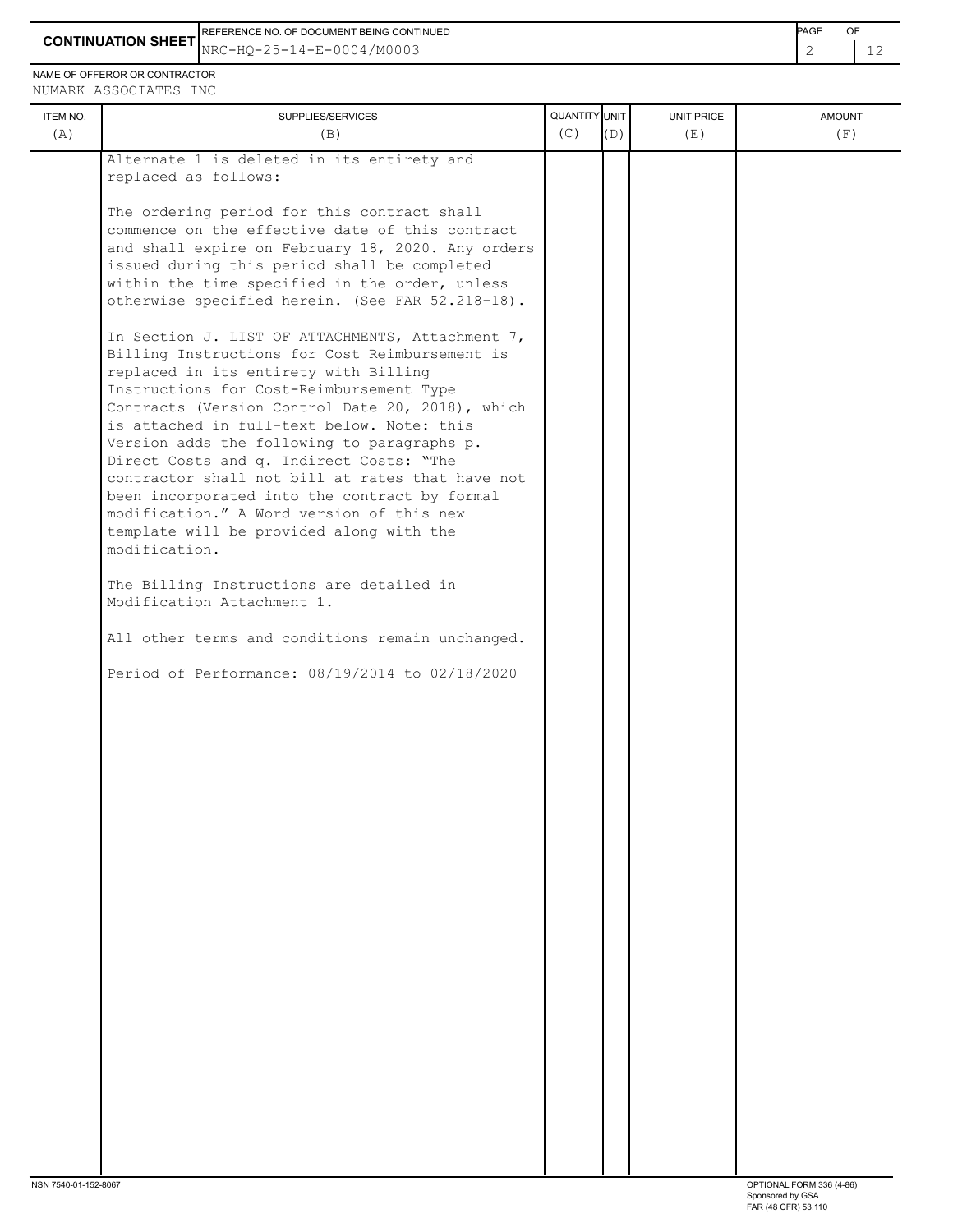**CONTINUATION SHEET**

REFERENCE NO. OF DOCUMENT BEING CONTINUED
NRC-HQ-25-14-E-0004/M0003

NAME OF OFFEROR OR CONTRACTOR
NUMARK ASSOCIATES INC

| ITEM NO. (A) | SUPPLIES/SERVICES (B) | QUANTITY (C) | UNIT (D) | UNIT PRICE (E) | AMOUNT (F) |
|---|---|---|---|---|---|
| | Alternate 1 is deleted in its entirety and replaced as follows:<br><br>The ordering period for this contract shall commence on the effective date of this contract and shall expire on February 18, 2020. Any orders issued during this period shall be completed within the time specified in the order, unless otherwise specified herein. (See FAR 52.218-18).<br><br>In Section J. LIST OF ATTACHMENTS, Attachment 7, Billing Instructions for Cost Reimbursement is replaced in its entirety with Billing Instructions for Cost-Reimbursement Type Contracts (Version Control Date 20, 2018), which is attached in full-text below. Note: this Version adds the following to paragraphs p. Direct Costs and q. Indirect Costs: "The contractor shall not bill at rates that have not been incorporated into the contract by formal modification." A Word version of this new template will be provided along with the modification.<br><br>The Billing Instructions are detailed in Modification Attachment 1.<br><br>All other terms and conditions remain unchanged.<br><br>Period of Performance: 08/19/2014 to 02/18/2020 | | | | |

NSN 7540-01-152-8067

OPTIONAL FORM 336 (4-86)
Sponsored by GSA
FAR (48 CFR) 53.110